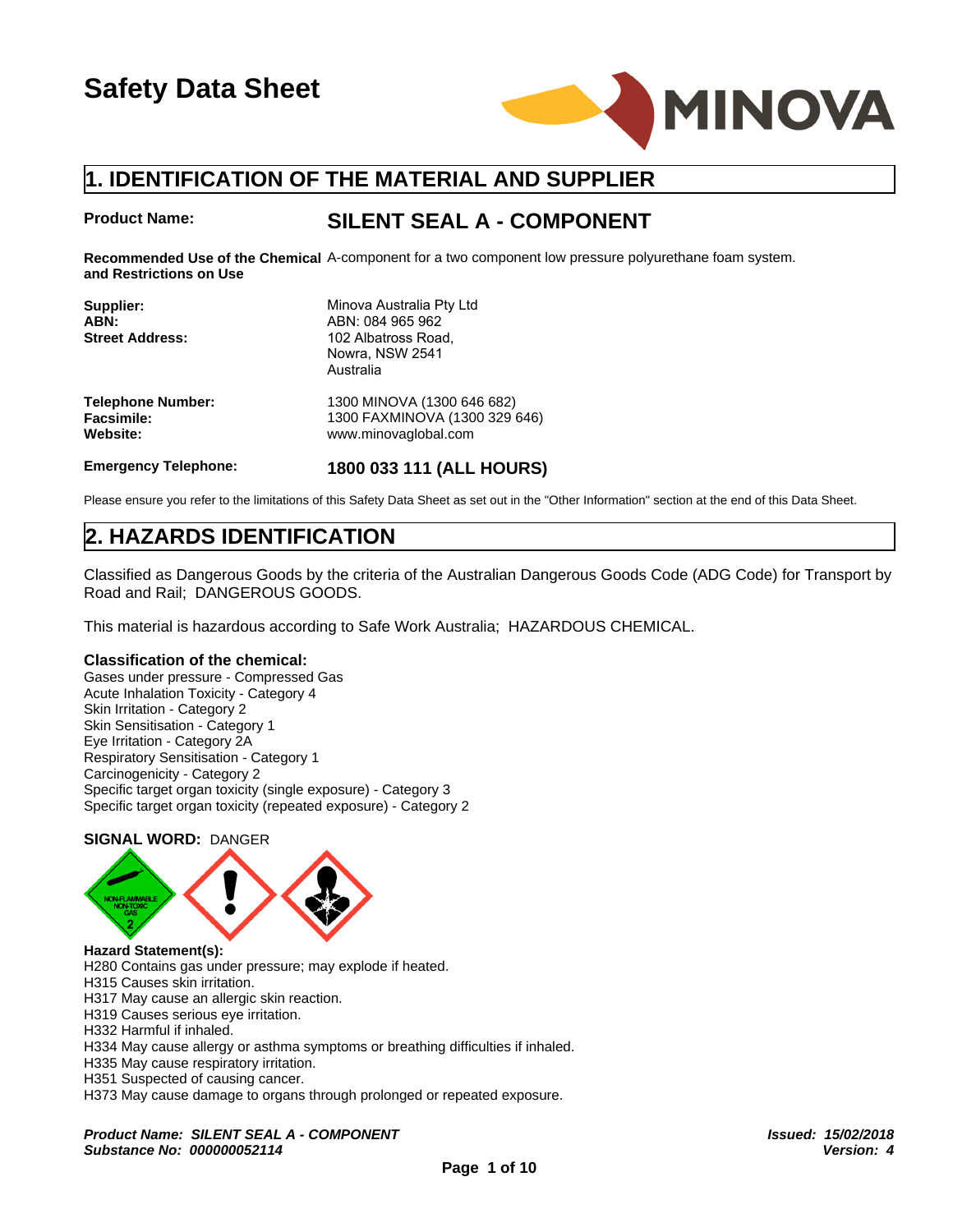# Safety Data Sheet

## 1. IDENTIFICATION OF THE MATERIAL AND SUPPLIER

**Product Name:** **SILENT SEAL A - COMPONENT**

**Recommended Use of the Chemical and Restrictions on Use** A-component for a two component low pressure polyurethane foam system.

**Supplier:** Minova Australia Pty Ltd
**ABN:** ABN: 084 965 962
**Street Address:** 102 Albatross Road,
Nowra, NSW 2541
Australia

**Telephone Number:** 1300 MINOVA (1300 646 682)
**Facsimile:** 1300 FAXMINOVA (1300 329 646)
**Website:** www.minovaglobal.com

**Emergency Telephone:** **1800 033 111 (ALL HOURS)**

Please ensure you refer to the limitations of this Safety Data Sheet as set out in the "Other Information" section at the end of this Data Sheet.

## 2. HAZARDS IDENTIFICATION

Classified as Dangerous Goods by the criteria of the Australian Dangerous Goods Code (ADG Code) for Transport by Road and Rail; DANGEROUS GOODS.

This material is hazardous according to Safe Work Australia; HAZARDOUS CHEMICAL.

**Classification of the chemical:**
Gases under pressure - Compressed Gas
Acute Inhalation Toxicity - Category 4
Skin Irritation - Category 2
Skin Sensitisation - Category 1
Eye Irritation - Category 2A
Respiratory Sensitisation - Category 1
Carcinogenicity - Category 2
Specific target organ toxicity (single exposure) - Category 3
Specific target organ toxicity (repeated exposure) - Category 2

**SIGNAL WORD:** DANGER

NON-FLAMMABLE NON-TOXIC GAS 2

**Hazard Statement(s):**
H280 Contains gas under pressure; may explode if heated.
H315 Causes skin irritation.
H317 May cause an allergic skin reaction.
H319 Causes serious eye irritation.
H332 Harmful if inhaled.
H334 May cause allergy or asthma symptoms or breathing difficulties if inhaled.
H335 May cause respiratory irritation.
H351 Suspected of causing cancer.
H373 May cause damage to organs through prolonged or repeated exposure.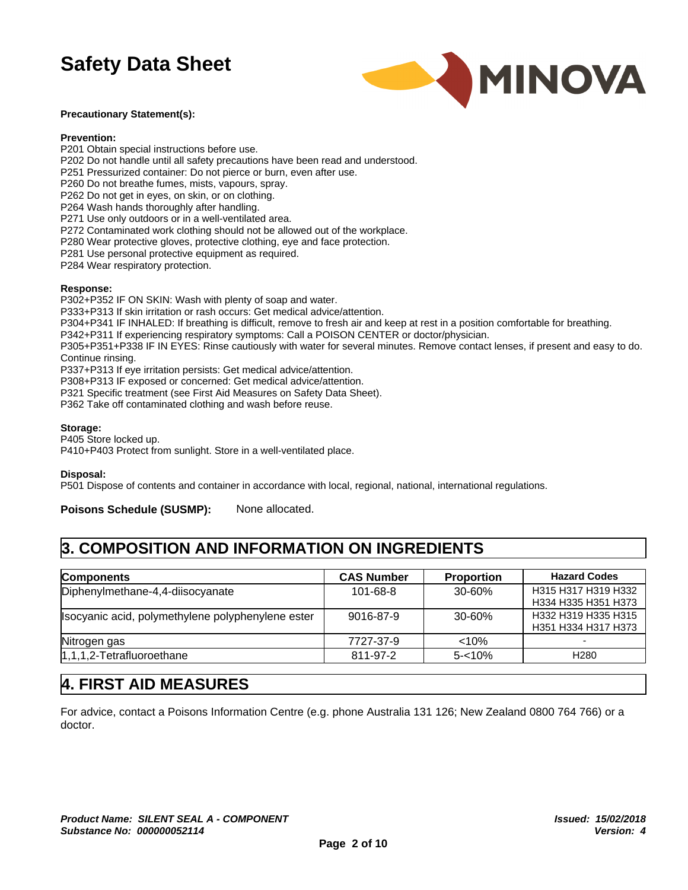**Precautionary Statement(s):**

**Prevention:**
P201 Obtain special instructions before use.
P202 Do not handle until all safety precautions have been read and understood.
P251 Pressurized container: Do not pierce or burn, even after use.
P260 Do not breathe fumes, mists, vapours, spray.
P262 Do not get in eyes, on skin, or on clothing.
P264 Wash hands thoroughly after handling.
P271 Use only outdoors or in a well-ventilated area.
P272 Contaminated work clothing should not be allowed out of the workplace.
P280 Wear protective gloves, protective clothing, eye and face protection.
P281 Use personal protective equipment as required.
P284 Wear respiratory protection.

**Response:**
P302+P352 IF ON SKIN: Wash with plenty of soap and water.
P333+P313 If skin irritation or rash occurs: Get medical advice/attention.
P304+P341 IF INHALED: If breathing is difficult, remove to fresh air and keep at rest in a position comfortable for breathing.
P342+P311 If experiencing respiratory symptoms: Call a POISON CENTER or doctor/physician.
P305+P351+P338 IF IN EYES: Rinse cautiously with water for several minutes. Remove contact lenses, if present and easy to do. Continue rinsing.
P337+P313 If eye irritation persists: Get medical advice/attention.
P308+P313 IF exposed or concerned: Get medical advice/attention.
P321 Specific treatment (see First Aid Measures on Safety Data Sheet).
P362 Take off contaminated clothing and wash before reuse.

**Storage:**
P405 Store locked up.
P410+P403 Protect from sunlight. Store in a well-ventilated place.

**Disposal:**
P501 Dispose of contents and container in accordance with local, regional, national, international regulations.

**Poisons Schedule (SUSMP):** None allocated.

## 3. COMPOSITION AND INFORMATION ON INGREDIENTS

| Components | CAS Number | Proportion | Hazard Codes |
|---|---|---|---|
| Diphenylmethane-4,4-diisocyanate | 101-68-8 | 30-60% | H315 H317 H319 H332 H334 H335 H351 H373 |
| Isocyanic acid, polymethylene polyphenylene ester | 9016-87-9 | 30-60% | H332 H319 H335 H315 H351 H334 H317 H373 |
| Nitrogen gas | 7727-37-9 | <10% | - |
| 1,1,1,2-Tetrafluoroethane | 811-97-2 | 5-<10% | H280 |

## 4. FIRST AID MEASURES

For advice, contact a Poisons Information Centre (e.g. phone Australia 131 126; New Zealand 0800 764 766) or a doctor.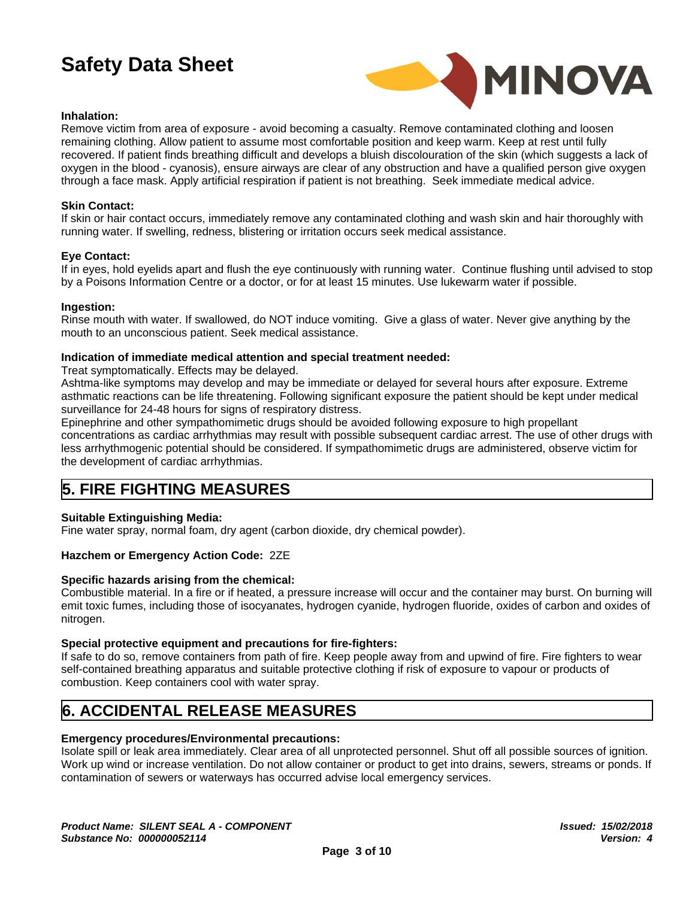**Inhalation:**

Remove victim from area of exposure - avoid becoming a casualty. Remove contaminated clothing and loosen remaining clothing. Allow patient to assume most comfortable position and keep warm. Keep at rest until fully recovered. If patient finds breathing difficult and develops a bluish discolouration of the skin (which suggests a lack of oxygen in the blood - cyanosis), ensure airways are clear of any obstruction and have a qualified person give oxygen through a face mask. Apply artificial respiration if patient is not breathing. Seek immediate medical advice.

**Skin Contact:**

If skin or hair contact occurs, immediately remove any contaminated clothing and wash skin and hair thoroughly with running water. If swelling, redness, blistering or irritation occurs seek medical assistance.

**Eye Contact:**

If in eyes, hold eyelids apart and flush the eye continuously with running water. Continue flushing until advised to stop by a Poisons Information Centre or a doctor, or for at least 15 minutes. Use lukewarm water if possible.

**Ingestion:**

Rinse mouth with water. If swallowed, do NOT induce vomiting. Give a glass of water. Never give anything by the mouth to an unconscious patient. Seek medical assistance.

**Indication of immediate medical attention and special treatment needed:**

Treat symptomatically. Effects may be delayed.
Ashtma-like symptoms may develop and may be immediate or delayed for several hours after exposure. Extreme asthmatic reactions can be life threatening. Following significant exposure the patient should be kept under medical surveillance for 24-48 hours for signs of respiratory distress.
Epinephrine and other sympathomimetic drugs should be avoided following exposure to high propellant concentrations as cardiac arrhythmias may result with possible subsequent cardiac arrest. The use of other drugs with less arrhythmogenic potential should be considered. If sympathomimetic drugs are administered, observe victim for the development of cardiac arrhythmias.

## 5. FIRE FIGHTING MEASURES

**Suitable Extinguishing Media:**

Fine water spray, normal foam, dry agent (carbon dioxide, dry chemical powder).

**Hazchem or Emergency Action Code:** 2ZE

**Specific hazards arising from the chemical:**

Combustible material. In a fire or if heated, a pressure increase will occur and the container may burst. On burning will emit toxic fumes, including those of isocyanates, hydrogen cyanide, hydrogen fluoride, oxides of carbon and oxides of nitrogen.

**Special protective equipment and precautions for fire-fighters:**

If safe to do so, remove containers from path of fire. Keep people away from and upwind of fire. Fire fighters to wear self-contained breathing apparatus and suitable protective clothing if risk of exposure to vapour or products of combustion. Keep containers cool with water spray.

## 6. ACCIDENTAL RELEASE MEASURES

**Emergency procedures/Environmental precautions:**

Isolate spill or leak area immediately. Clear area of all unprotected personnel. Shut off all possible sources of ignition. Work up wind or increase ventilation. Do not allow container or product to get into drains, sewers, streams or ponds. If contamination of sewers or waterways has occurred advise local emergency services.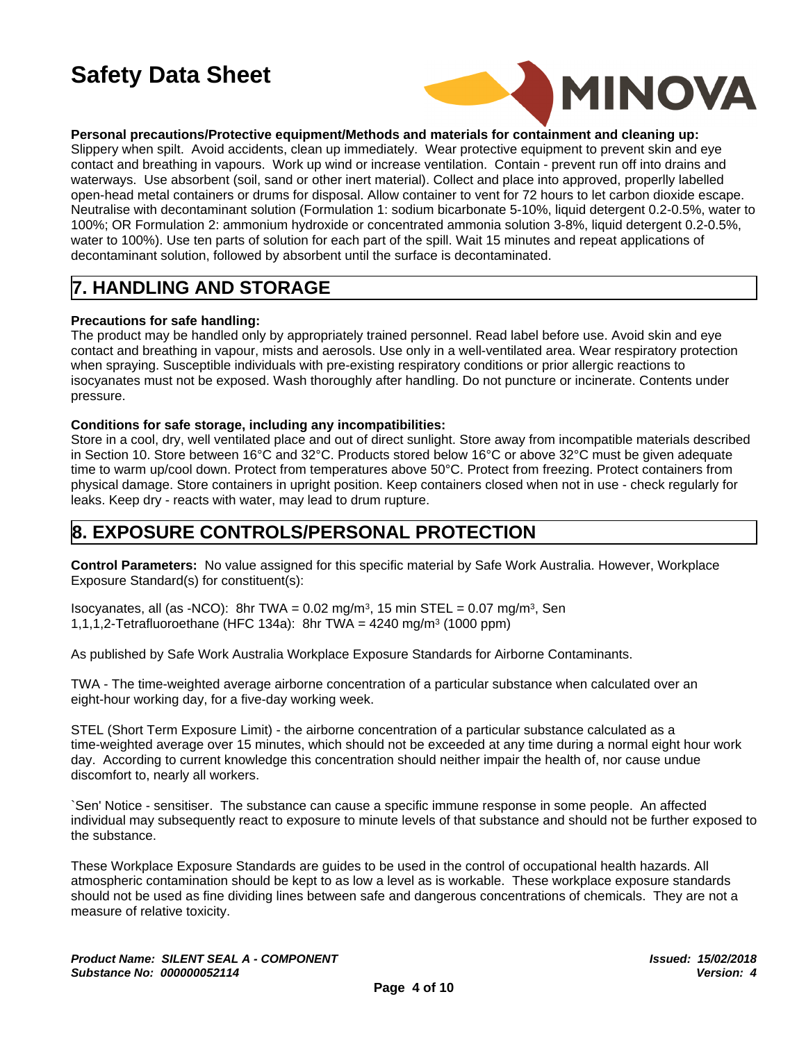**Personal precautions/Protective equipment/Methods and materials for containment and cleaning up:** Slippery when spilt. Avoid accidents, clean up immediately. Wear protective equipment to prevent skin and eye contact and breathing in vapours. Work up wind or increase ventilation. Contain - prevent run off into drains and waterways. Use absorbent (soil, sand or other inert material). Collect and place into approved, properlly labelled open-head metal containers or drums for disposal. Allow container to vent for 72 hours to let carbon dioxide escape. Neutralise with decontaminant solution (Formulation 1: sodium bicarbonate 5-10%, liquid detergent 0.2-0.5%, water to 100%; OR Formulation 2: ammonium hydroxide or concentrated ammonia solution 3-8%, liquid detergent 0.2-0.5%, water to 100%). Use ten parts of solution for each part of the spill. Wait 15 minutes and repeat applications of decontaminant solution, followed by absorbent until the surface is decontaminated.

## 7. HANDLING AND STORAGE

**Precautions for safe handling:**
The product may be handled only by appropriately trained personnel. Read label before use. Avoid skin and eye contact and breathing in vapour, mists and aerosols. Use only in a well-ventilated area. Wear respiratory protection when spraying. Susceptible individuals with pre-existing respiratory conditions or prior allergic reactions to isocyanates must not be exposed. Wash thoroughly after handling. Do not puncture or incinerate. Contents under pressure.

**Conditions for safe storage, including any incompatibilities:**
Store in a cool, dry, well ventilated place and out of direct sunlight. Store away from incompatible materials described in Section 10. Store between 16°C and 32°C. Products stored below 16°C or above 32°C must be given adequate time to warm up/cool down. Protect from temperatures above 50°C. Protect from freezing. Protect containers from physical damage. Store containers in upright position. Keep containers closed when not in use - check regularly for leaks. Keep dry - reacts with water, may lead to drum rupture.

## 8. EXPOSURE CONTROLS/PERSONAL PROTECTION

**Control Parameters:** No value assigned for this specific material by Safe Work Australia. However, Workplace Exposure Standard(s) for constituent(s):

Isocyanates, all (as -NCO): 8hr TWA = 0.02 mg/m$^3$, 15 min STEL = 0.07 mg/m$^3$, Sen
1,1,1,2-Tetrafluoroethane (HFC 134a): 8hr TWA = 4240 mg/m$^3$ (1000 ppm)

As published by Safe Work Australia Workplace Exposure Standards for Airborne Contaminants.

TWA - The time-weighted average airborne concentration of a particular substance when calculated over an eight-hour working day, for a five-day working week.

STEL (Short Term Exposure Limit) - the airborne concentration of a particular substance calculated as a time-weighted average over 15 minutes, which should not be exceeded at any time during a normal eight hour work day. According to current knowledge this concentration should neither impair the health of, nor cause undue discomfort to, nearly all workers.

`Sen' Notice - sensitiser. The substance can cause a specific immune response in some people. An affected individual may subsequently react to exposure to minute levels of that substance and should not be further exposed to the substance.

These Workplace Exposure Standards are guides to be used in the control of occupational health hazards. All atmospheric contamination should be kept to as low a level as is workable. These workplace exposure standards should not be used as fine dividing lines between safe and dangerous concentrations of chemicals. They are not a measure of relative toxicity.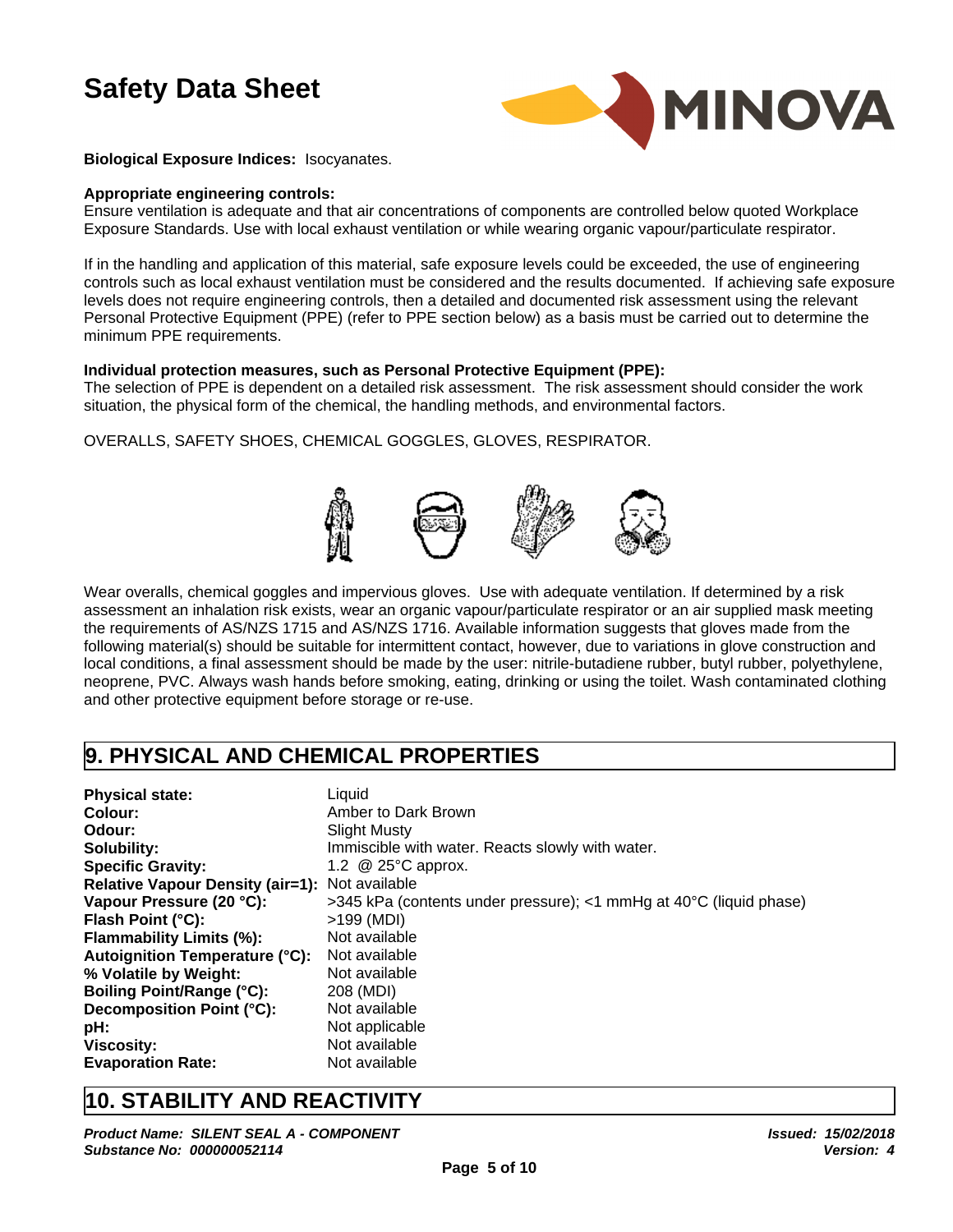**Biological Exposure Indices:** Isocyanates.

**Appropriate engineering controls:**
Ensure ventilation is adequate and that air concentrations of components are controlled below quoted Workplace Exposure Standards. Use with local exhaust ventilation or while wearing organic vapour/particulate respirator.

If in the handling and application of this material, safe exposure levels could be exceeded, the use of engineering controls such as local exhaust ventilation must be considered and the results documented. If achieving safe exposure levels does not require engineering controls, then a detailed and documented risk assessment using the relevant Personal Protective Equipment (PPE) (refer to PPE section below) as a basis must be carried out to determine the minimum PPE requirements.

**Individual protection measures, such as Personal Protective Equipment (PPE):**
The selection of PPE is dependent on a detailed risk assessment. The risk assessment should consider the work situation, the physical form of the chemical, the handling methods, and environmental factors.

OVERALLS, SAFETY SHOES, CHEMICAL GOGGLES, GLOVES, RESPIRATOR.

Wear overalls, chemical goggles and impervious gloves. Use with adequate ventilation. If determined by a risk assessment an inhalation risk exists, wear an organic vapour/particulate respirator or an air supplied mask meeting the requirements of AS/NZS 1715 and AS/NZS 1716. Available information suggests that gloves made from the following material(s) should be suitable for intermittent contact, however, due to variations in glove construction and local conditions, a final assessment should be made by the user: nitrile-butadiene rubber, butyl rubber, polyethylene, neoprene, PVC. Always wash hands before smoking, eating, drinking or using the toilet. Wash contaminated clothing and other protective equipment before storage or re-use.

## 9. PHYSICAL AND CHEMICAL PROPERTIES

| | |
|---|---|
| **Physical state:** | Liquid |
| **Colour:** | Amber to Dark Brown |
| **Odour:** | Slight Musty |
| **Solubility:** | Immiscible with water. Reacts slowly with water. |
| **Specific Gravity:** | 1.2 @ 25°C approx. |
| **Relative Vapour Density (air=1):** | Not available |
| **Vapour Pressure (20 °C):** | >345 kPa (contents under pressure); <1 mmHg at 40°C (liquid phase) |
| **Flash Point (°C):** | >199 (MDI) |
| **Flammability Limits (%):** | Not available |
| **Autoignition Temperature (°C):** | Not available |
| **% Volatile by Weight:** | Not available |
| **Boiling Point/Range (°C):** | 208 (MDI) |
| **Decomposition Point (°C):** | Not available |
| **pH:** | Not applicable |
| **Viscosity:** | Not available |
| **Evaporation Rate:** | Not available |

## 10. STABILITY AND REACTIVITY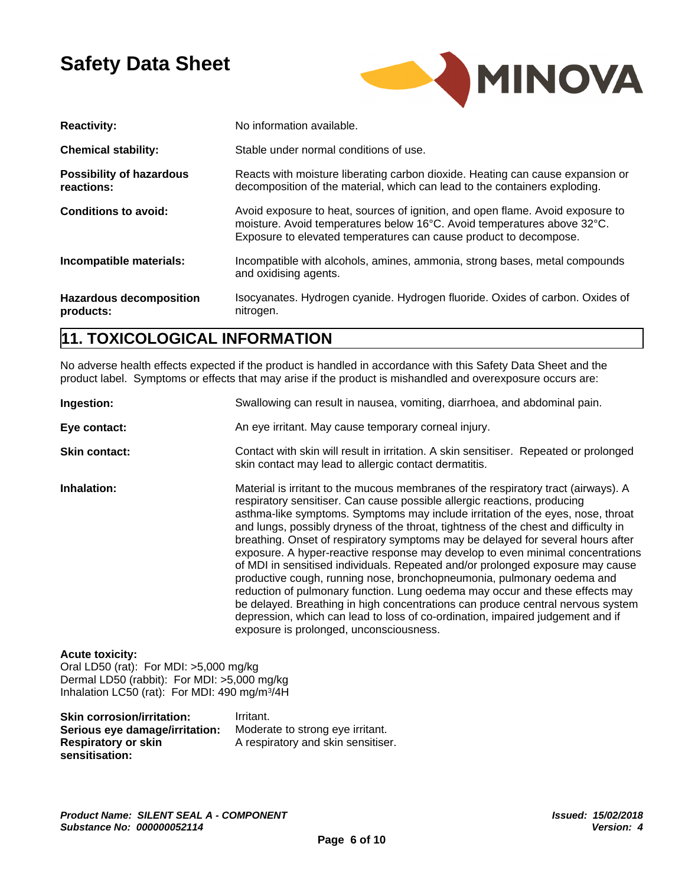**Reactivity:** No information available.

**Chemical stability:** Stable under normal conditions of use.

**Possibility of hazardous reactions:** Reacts with moisture liberating carbon dioxide. Heating can cause expansion or decomposition of the material, which can lead to the containers exploding.

**Conditions to avoid:** Avoid exposure to heat, sources of ignition, and open flame. Avoid exposure to moisture. Avoid temperatures below 16°C. Avoid temperatures above 32°C. Exposure to elevated temperatures can cause product to decompose.

**Incompatible materials:** Incompatible with alcohols, amines, ammonia, strong bases, metal compounds and oxidising agents.

**Hazardous decomposition products:** Isocyanates. Hydrogen cyanide. Hydrogen fluoride. Oxides of carbon. Oxides of nitrogen.

## 11. TOXICOLOGICAL INFORMATION

No adverse health effects expected if the product is handled in accordance with this Safety Data Sheet and the product label. Symptoms or effects that may arise if the product is mishandled and overexposure occurs are:

**Ingestion:** Swallowing can result in nausea, vomiting, diarrhoea, and abdominal pain.

**Eye contact:** An eye irritant. May cause temporary corneal injury.

**Skin contact:** Contact with skin will result in irritation. A skin sensitiser. Repeated or prolonged skin contact may lead to allergic contact dermatitis.

**Inhalation:** Material is irritant to the mucous membranes of the respiratory tract (airways). A respiratory sensitiser. Can cause possible allergic reactions, producing asthma-like symptoms. Symptoms may include irritation of the eyes, nose, throat and lungs, possibly dryness of the throat, tightness of the chest and difficulty in breathing. Onset of respiratory symptoms may be delayed for several hours after exposure. A hyper-reactive response may develop to even minimal concentrations of MDI in sensitised individuals. Repeated and/or prolonged exposure may cause productive cough, running nose, bronchopneumonia, pulmonary oedema and reduction of pulmonary function. Lung oedema may occur and these effects may be delayed. Breathing in high concentrations can produce central nervous system depression, which can lead to loss of co-ordination, impaired judgement and if exposure is prolonged, unconsciousness.

**Acute toxicity:**
Oral LD50 (rat): For MDI: >5,000 mg/kg
Dermal LD50 (rabbit): For MDI: >5,000 mg/kg
Inhalation LC50 (rat): For MDI: 490 mg/m³/4H

**Skin corrosion/irritation:** Irritant.
**Serious eye damage/irritation:** Moderate to strong eye irritant.
**Respiratory or skin sensitisation:** A respiratory and skin sensitiser.

***Product Name: SILENT SEAL A - COMPONENT***
***Substance No: 000000052114***

***Issued: 15/02/2018***
***Version: 4***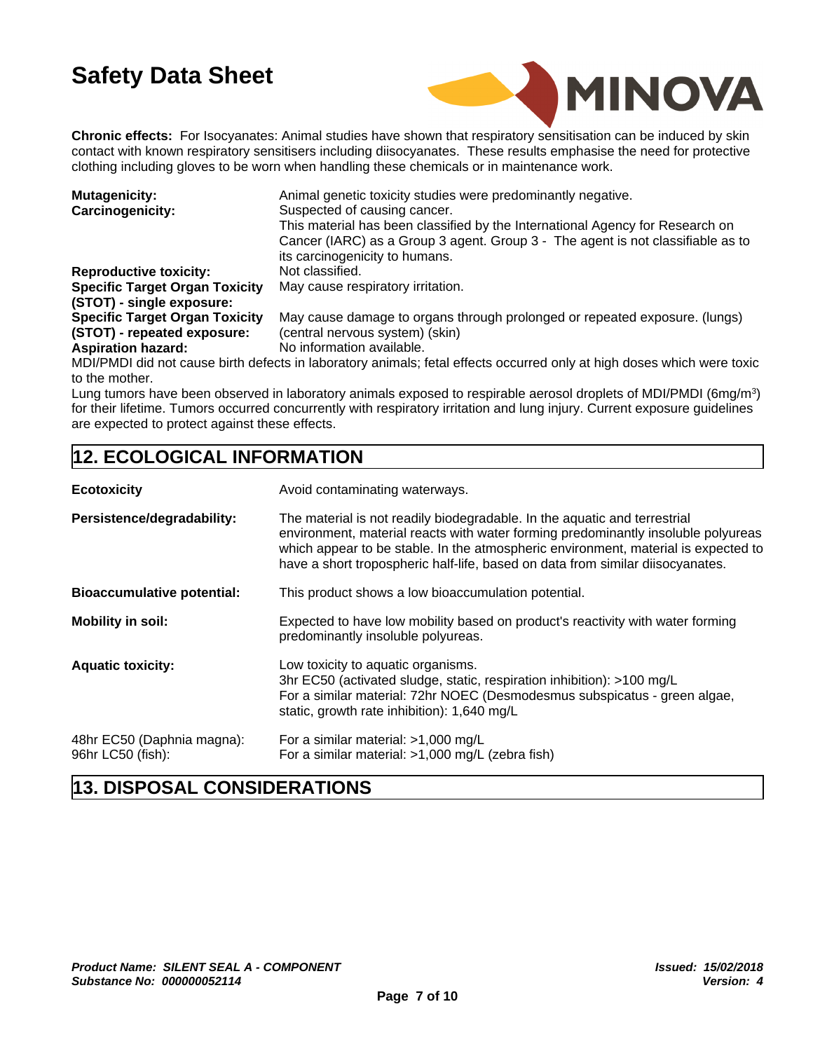**Chronic effects:** For Isocyanates: Animal studies have shown that respiratory sensitisation can be induced by skin contact with known respiratory sensitisers including diisocyanates. These results emphasise the need for protective clothing including gloves to be worn when handling these chemicals or in maintenance work.

| | |
|---|---|
| **Mutagenicity:** | Animal genetic toxicity studies were predominantly negative. |
| **Carcinogenicity:** | Suspected of causing cancer. This material has been classified by the International Agency for Research on Cancer (IARC) as a Group 3 agent. Group 3 - The agent is not classifiable as to its carcinogenicity to humans. |
| **Reproductive toxicity:** | Not classified. |
| **Specific Target Organ Toxicity (STOT) - single exposure:** | May cause respiratory irritation. |
| **Specific Target Organ Toxicity (STOT) - repeated exposure:** | May cause damage to organs through prolonged or repeated exposure. (lungs) (central nervous system) (skin) |
| **Aspiration hazard:** | No information available. |

MDI/PMDI did not cause birth defects in laboratory animals; fetal effects occurred only at high doses which were toxic to the mother.

Lung tumors have been observed in laboratory animals exposed to respirable aerosol droplets of MDI/PMDI (6mg/m$^3$) for their lifetime. Tumors occurred concurrently with respiratory irritation and lung injury. Current exposure guidelines are expected to protect against these effects.

## 12. ECOLOGICAL INFORMATION

| | |
|---|---|
| **Ecotoxicity** | Avoid contaminating waterways. |
| **Persistence/degradability:** | The material is not readily biodegradable. In the aquatic and terrestrial environment, material reacts with water forming predominantly insoluble polyureas which appear to be stable. In the atmospheric environment, material is expected to have a short tropospheric half-life, based on data from similar diisocyanates. |
| **Bioaccumulative potential:** | This product shows a low bioaccumulation potential. |
| **Mobility in soil:** | Expected to have low mobility based on product's reactivity with water forming predominantly insoluble polyureas. |
| **Aquatic toxicity:** | Low toxicity to aquatic organisms. 3hr EC50 (activated sludge, static, respiration inhibition): >100 mg/L For a similar material: 72hr NOEC (Desmodesmus subspicatus - green algae, static, growth rate inhibition): 1,640 mg/L |
| 48hr EC50 (Daphnia magna): | For a similar material: >1,000 mg/L |
| 96hr LC50 (fish): | For a similar material: >1,000 mg/L (zebra fish) |

## 13. DISPOSAL CONSIDERATIONS

***Product Name: SILENT SEAL A - COMPONENT***
***Substance No: 000000052114***

***Issued: 15/02/2018***
***Version: 4***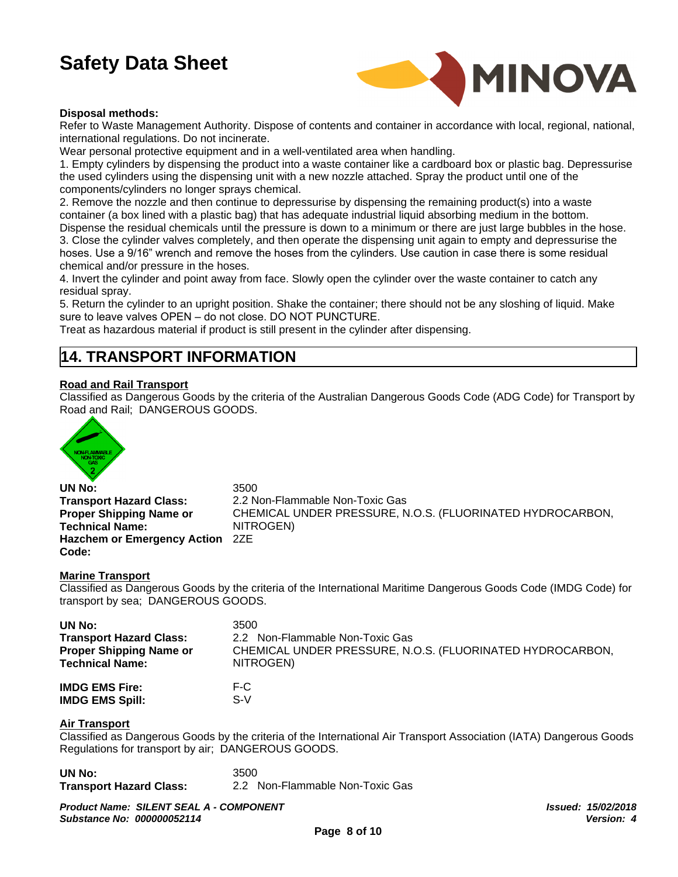**Disposal methods:**
Refer to Waste Management Authority. Dispose of contents and container in accordance with local, regional, national, international regulations. Do not incinerate.
Wear personal protective equipment and in a well-ventilated area when handling.
1. Empty cylinders by dispensing the product into a waste container like a cardboard box or plastic bag. Depressurise the used cylinders using the dispensing unit with a new nozzle attached. Spray the product until one of the components/cylinders no longer sprays chemical.
2. Remove the nozzle and then continue to depressurise by dispensing the remaining product(s) into a waste container (a box lined with a plastic bag) that has adequate industrial liquid absorbing medium in the bottom. Dispense the residual chemicals until the pressure is down to a minimum or there are just large bubbles in the hose.
3. Close the cylinder valves completely, and then operate the dispensing unit again to empty and depressurise the hoses. Use a 9/16" wrench and remove the hoses from the cylinders. Use caution in case there is some residual chemical and/or pressure in the hoses.
4. Invert the cylinder and point away from face. Slowly open the cylinder over the waste container to catch any residual spray.
5. Return the cylinder to an upright position. Shake the container; there should not be any sloshing of liquid. Make sure to leave valves OPEN – do not close. DO NOT PUNCTURE.
Treat as hazardous material if product is still present in the cylinder after dispensing.

## 14. TRANSPORT INFORMATION

**Road and Rail Transport**

Classified as Dangerous Goods by the criteria of the Australian Dangerous Goods Code (ADG Code) for Transport by Road and Rail; DANGEROUS GOODS.

NON-FLAMMABLE NON-TOXIC GAS 2

| | |
|---|---|
| **UN No:** | 3500 |
| **Transport Hazard Class:** | 2.2 Non-Flammable Non-Toxic Gas |
| **Proper Shipping Name or Technical Name:** | CHEMICAL UNDER PRESSURE, N.O.S. (FLUORINATED HYDROCARBON, NITROGEN) |
| **Hazchem or Emergency Action Code:** | 2ZE |

**Marine Transport**

Classified as Dangerous Goods by the criteria of the International Maritime Dangerous Goods Code (IMDG Code) for transport by sea; DANGEROUS GOODS.

| | |
|---|---|
| **UN No:** | 3500 |
| **Transport Hazard Class:** | 2.2 Non-Flammable Non-Toxic Gas |
| **Proper Shipping Name or Technical Name:** | CHEMICAL UNDER PRESSURE, N.O.S. (FLUORINATED HYDROCARBON, NITROGEN) |
| **IMDG EMS Fire:** | F-C |
| **IMDG EMS Spill:** | S-V |

**Air Transport**

Classified as Dangerous Goods by the criteria of the International Air Transport Association (IATA) Dangerous Goods Regulations for transport by air; DANGEROUS GOODS.

| | |
|---|---|
| **UN No:** | 3500 |
| **Transport Hazard Class:** | 2.2 Non-Flammable Non-Toxic Gas |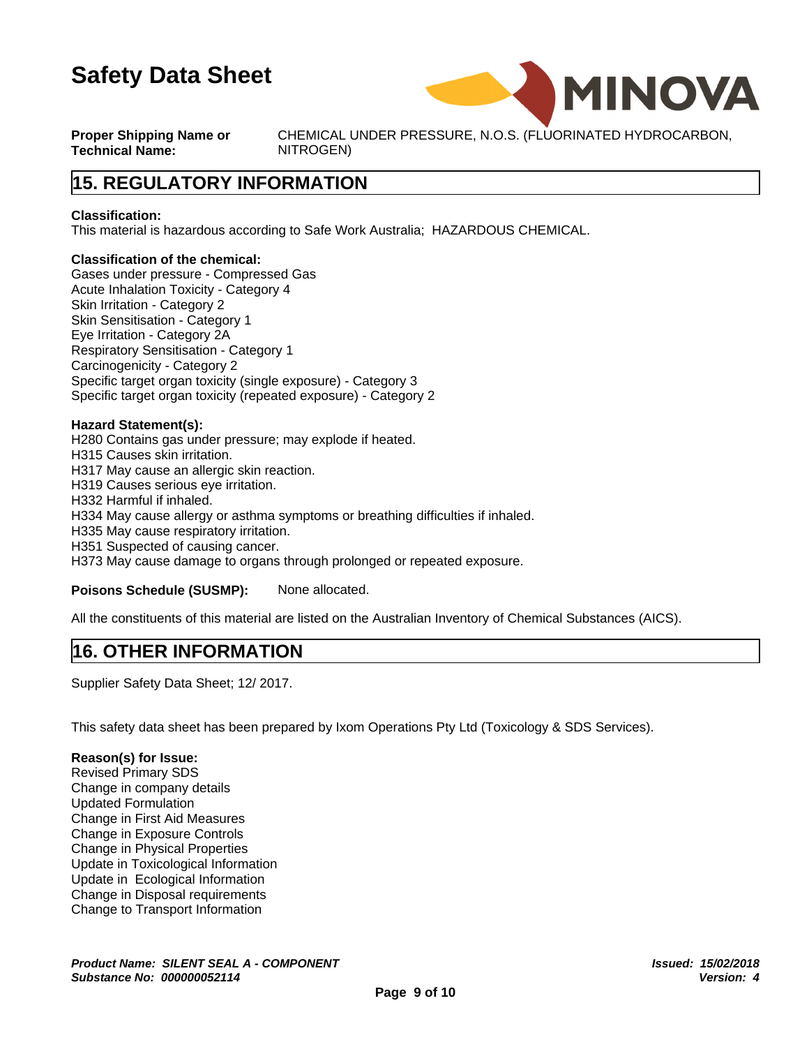**Proper Shipping Name or Technical Name:** CHEMICAL UNDER PRESSURE, N.O.S. (FLUORINATED HYDROCARBON, NITROGEN)

## 15. REGULATORY INFORMATION

**Classification:**
This material is hazardous according to Safe Work Australia; HAZARDOUS CHEMICAL.

**Classification of the chemical:**
Gases under pressure - Compressed Gas
Acute Inhalation Toxicity - Category 4
Skin Irritation - Category 2
Skin Sensitisation - Category 1
Eye Irritation - Category 2A
Respiratory Sensitisation - Category 1
Carcinogenicity - Category 2
Specific target organ toxicity (single exposure) - Category 3
Specific target organ toxicity (repeated exposure) - Category 2

**Hazard Statement(s):**
H280 Contains gas under pressure; may explode if heated.
H315 Causes skin irritation.
H317 May cause an allergic skin reaction.
H319 Causes serious eye irritation.
H332 Harmful if inhaled.
H334 May cause allergy or asthma symptoms or breathing difficulties if inhaled.
H335 May cause respiratory irritation.
H351 Suspected of causing cancer.
H373 May cause damage to organs through prolonged or repeated exposure.

**Poisons Schedule (SUSMP):** None allocated.

All the constituents of this material are listed on the Australian Inventory of Chemical Substances (AICS).

## 16. OTHER INFORMATION

Supplier Safety Data Sheet; 12/ 2017.

This safety data sheet has been prepared by Ixom Operations Pty Ltd (Toxicology & SDS Services).

**Reason(s) for Issue:**
Revised Primary SDS
Change in company details
Updated Formulation
Change in First Aid Measures
Change in Exposure Controls
Change in Physical Properties
Update in Toxicological Information
Update in Ecological Information
Change in Disposal requirements
Change to Transport Information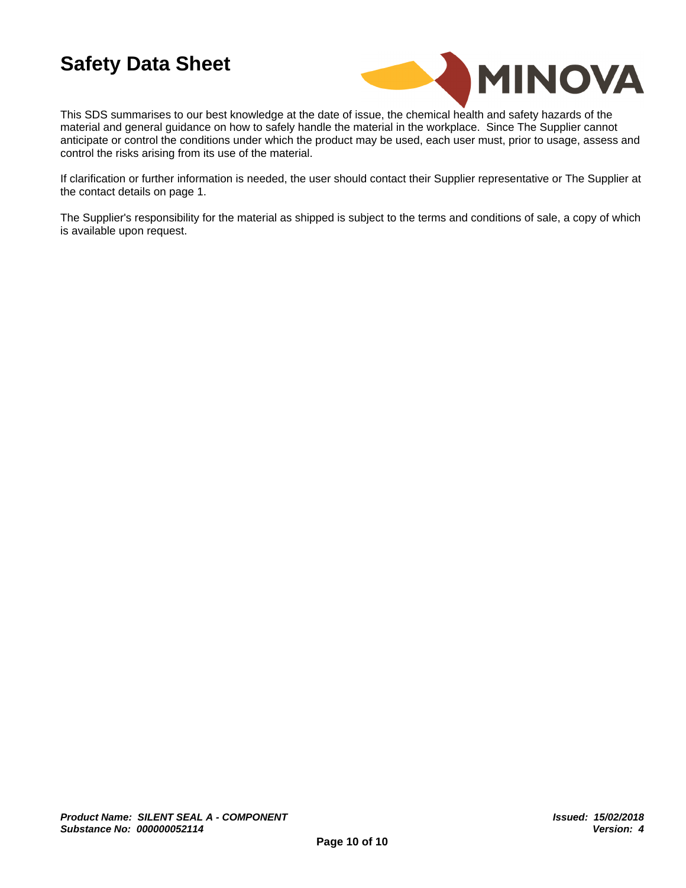This SDS summarises to our best knowledge at the date of issue, the chemical health and safety hazards of the material and general guidance on how to safely handle the material in the workplace. Since The Supplier cannot anticipate or control the conditions under which the product may be used, each user must, prior to usage, assess and control the risks arising from its use of the material.

If clarification or further information is needed, the user should contact their Supplier representative or The Supplier at the contact details on page 1.

The Supplier's responsibility for the material as shipped is subject to the terms and conditions of sale, a copy of which is available upon request.